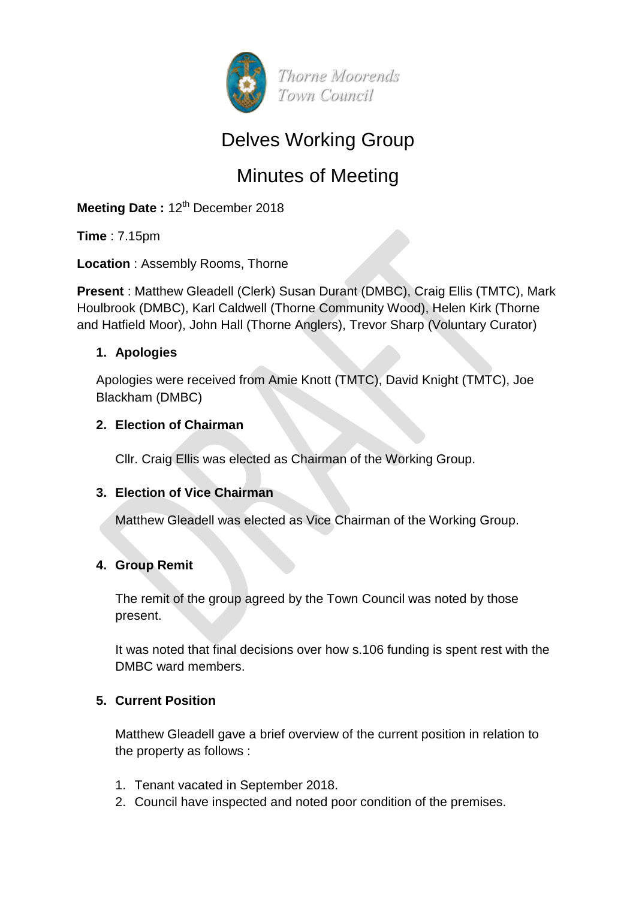Thorne Moorends
Town Council

# Delves Working Group

# Minutes of Meeting

**Meeting Date :** 12th December 2018

**Time** : 7.15pm

**Location** : Assembly Rooms, Thorne

**Present** : Matthew Gleadell (Clerk) Susan Durant (DMBC), Craig Ellis (TMTC), Mark Houlbrook (DMBC), Karl Caldwell (Thorne Community Wood), Helen Kirk (Thorne and Hatfield Moor), John Hall (Thorne Anglers), Trevor Sharp (Voluntary Curator)

1. **Apologies**

   Apologies were received from Amie Knott (TMTC), David Knight (TMTC), Joe Blackham (DMBC)

2. **Election of Chairman**

   Cllr. Craig Ellis was elected as Chairman of the Working Group.

3. **Election of Vice Chairman**

   Matthew Gleadell was elected as Vice Chairman of the Working Group.

4. **Group Remit**

   The remit of the group agreed by the Town Council was noted by those present.

   It was noted that final decisions over how s.106 funding is spent rest with the DMBC ward members.

5. **Current Position**

   Matthew Gleadell gave a brief overview of the current position in relation to the property as follows :

   1. Tenant vacated in September 2018.
   2. Council have inspected and noted poor condition of the premises.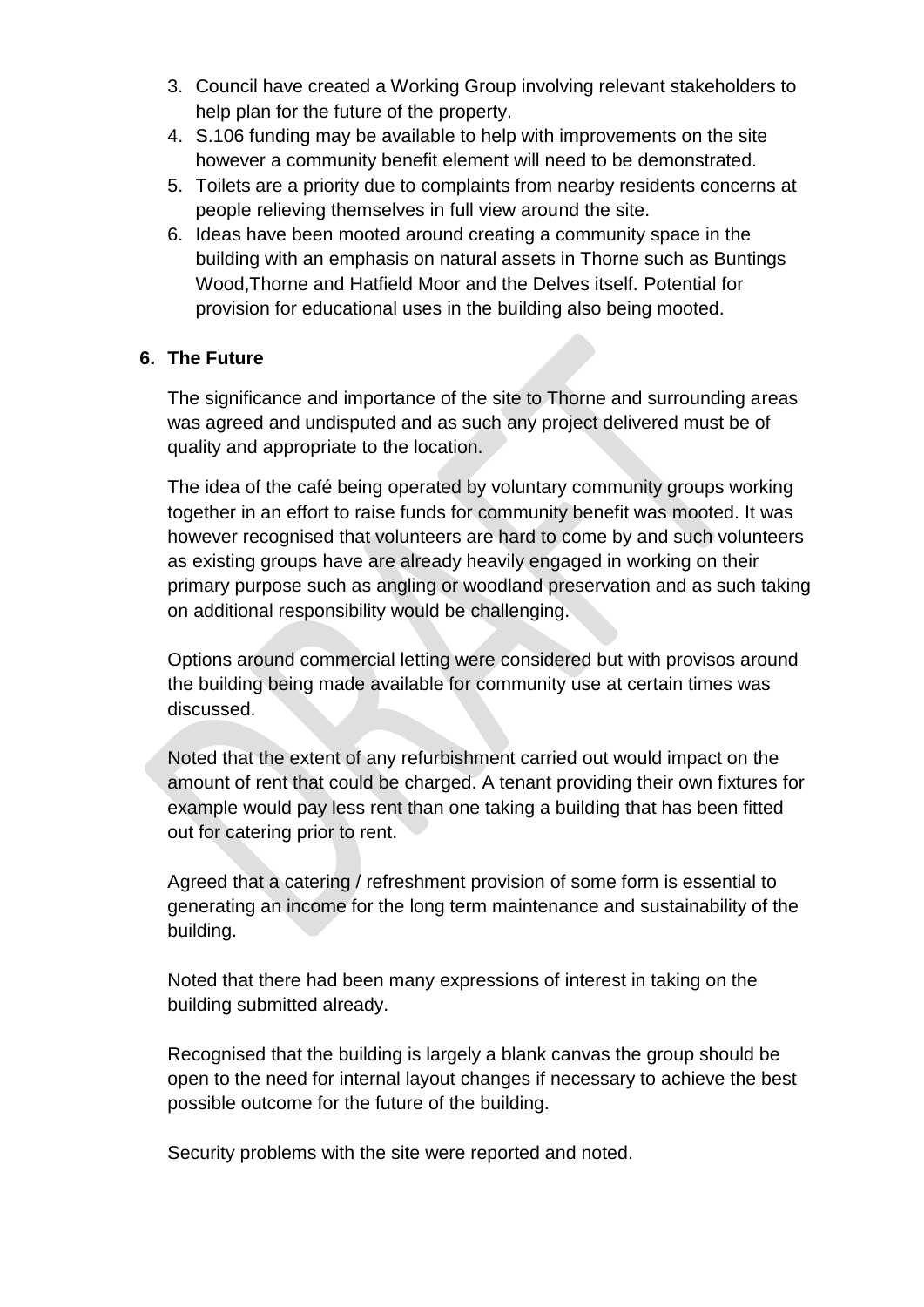3. Council have created a Working Group involving relevant stakeholders to help plan for the future of the property.
4. S.106 funding may be available to help with improvements on the site however a community benefit element will need to be demonstrated.
5. Toilets are a priority due to complaints from nearby residents concerns at people relieving themselves in full view around the site.
6. Ideas have been mooted around creating a community space in the building with an emphasis on natural assets in Thorne such as Buntings Wood,Thorne and Hatfield Moor and the Delves itself. Potential for provision for educational uses in the building also being mooted.

## 6. The Future

The significance and importance of the site to Thorne and surrounding areas was agreed and undisputed and as such any project delivered must be of quality and appropriate to the location.

The idea of the café being operated by voluntary community groups working together in an effort to raise funds for community benefit was mooted. It was however recognised that volunteers are hard to come by and such volunteers as existing groups have are already heavily engaged in working on their primary purpose such as angling or woodland preservation and as such taking on additional responsibility would be challenging.

Options around commercial letting were considered but with provisos around the building being made available for community use at certain times was discussed.

Noted that the extent of any refurbishment carried out would impact on the amount of rent that could be charged. A tenant providing their own fixtures for example would pay less rent than one taking a building that has been fitted out for catering prior to rent.

Agreed that a catering / refreshment provision of some form is essential to generating an income for the long term maintenance and sustainability of the building.

Noted that there had been many expressions of interest in taking on the building submitted already.

Recognised that the building is largely a blank canvas the group should be open to the need for internal layout changes if necessary to achieve the best possible outcome for the future of the building.

Security problems with the site were reported and noted.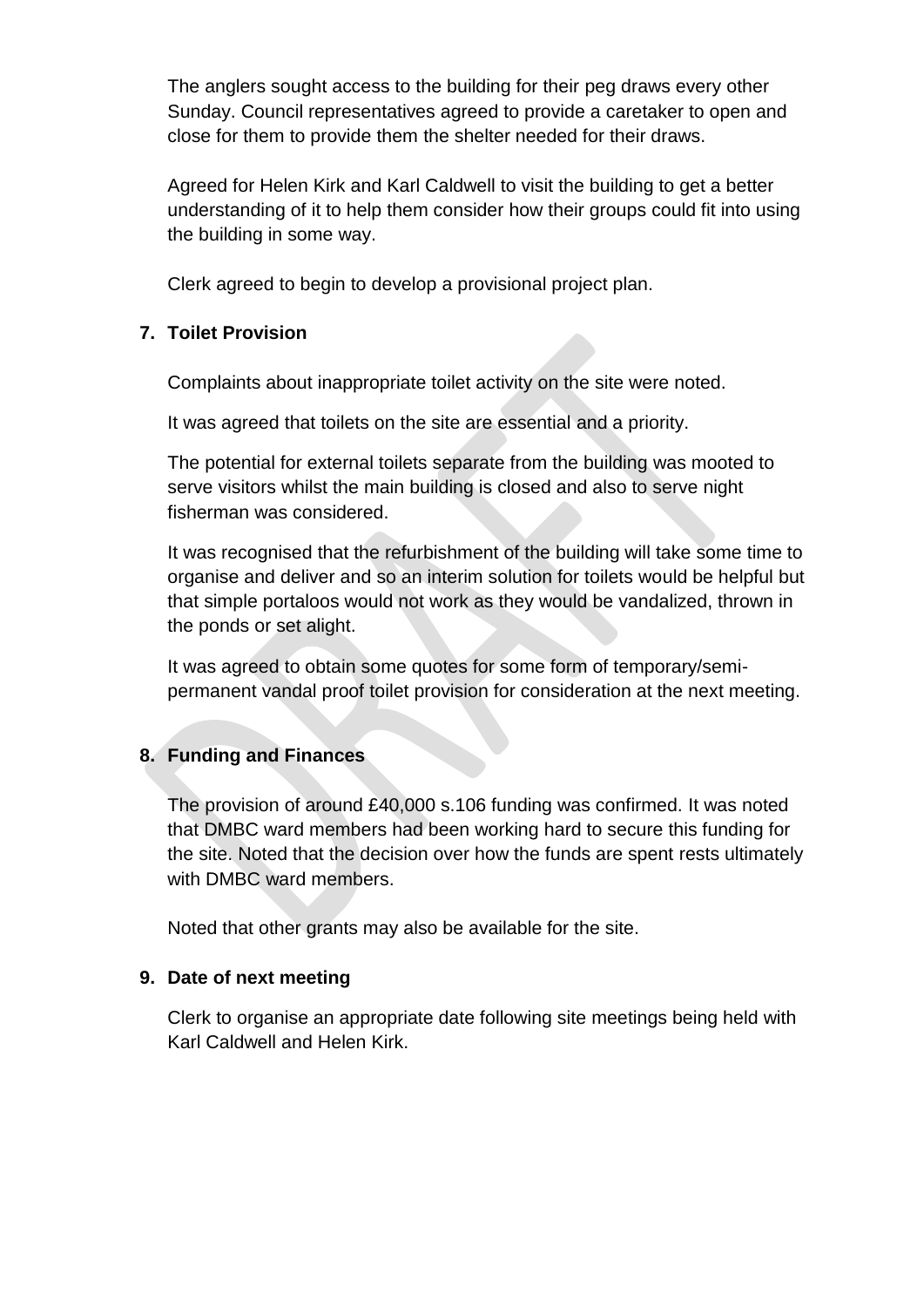The anglers sought access to the building for their peg draws every other Sunday. Council representatives agreed to provide a caretaker to open and close for them to provide them the shelter needed for their draws.

Agreed for Helen Kirk and Karl Caldwell to visit the building to get a better understanding of it to help them consider how their groups could fit into using the building in some way.

Clerk agreed to begin to develop a provisional project plan.

**7. Toilet Provision**

Complaints about inappropriate toilet activity on the site were noted.

It was agreed that toilets on the site are essential and a priority.

The potential for external toilets separate from the building was mooted to serve visitors whilst the main building is closed and also to serve night fisherman was considered.

It was recognised that the refurbishment of the building will take some time to organise and deliver and so an interim solution for toilets would be helpful but that simple portaloos would not work as they would be vandalized, thrown in the ponds or set alight.

It was agreed to obtain some quotes for some form of temporary/semi-permanent vandal proof toilet provision for consideration at the next meeting.

**8. Funding and Finances**

The provision of around £40,000 s.106 funding was confirmed. It was noted that DMBC ward members had been working hard to secure this funding for the site. Noted that the decision over how the funds are spent rests ultimately with DMBC ward members.

Noted that other grants may also be available for the site.

**9. Date of next meeting**

Clerk to organise an appropriate date following site meetings being held with Karl Caldwell and Helen Kirk.